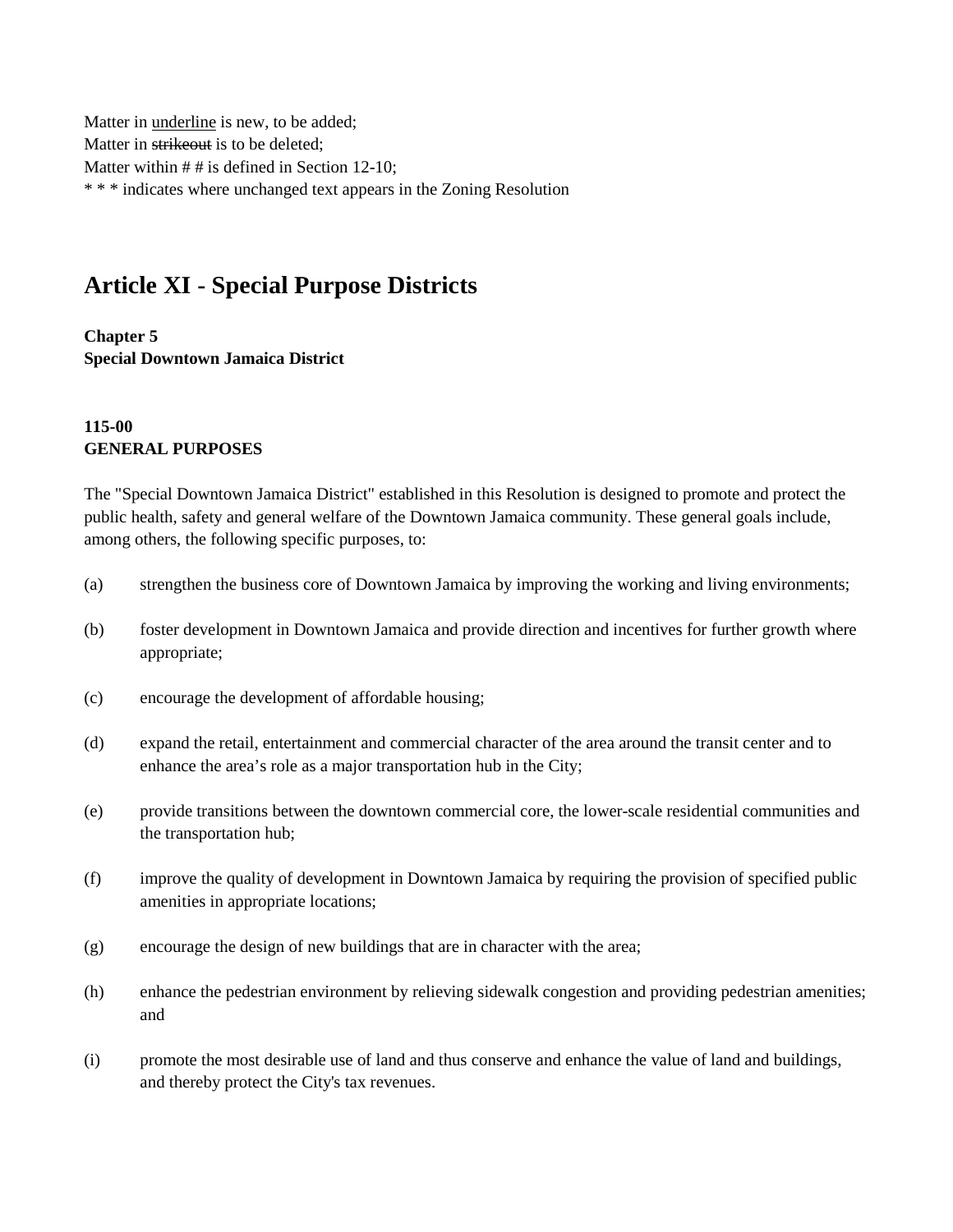Matter in <u>underline</u> is new, to be added;
Matter in ~~strikeout~~ is to be deleted;
Matter within # # is defined in Section 12-10;
* * * indicates where unchanged text appears in the Zoning Resolution

# Article XI - Special Purpose Districts

**Chapter 5**
**Special Downtown Jamaica District**

### 115-00
### GENERAL PURPOSES

The "Special Downtown Jamaica District" established in this Resolution is designed to promote and protect the public health, safety and general welfare of the Downtown Jamaica community. These general goals include, among others, the following specific purposes, to:

(a) strengthen the business core of Downtown Jamaica by improving the working and living environments;

(b) foster development in Downtown Jamaica and provide direction and incentives for further growth where appropriate;

(c) encourage the development of affordable housing;

(d) expand the retail, entertainment and commercial character of the area around the transit center and to enhance the area's role as a major transportation hub in the City;

(e) provide transitions between the downtown commercial core, the lower-scale residential communities and the transportation hub;

(f) improve the quality of development in Downtown Jamaica by requiring the provision of specified public amenities in appropriate locations;

(g) encourage the design of new buildings that are in character with the area;

(h) enhance the pedestrian environment by relieving sidewalk congestion and providing pedestrian amenities; and

(i) promote the most desirable use of land and thus conserve and enhance the value of land and buildings, and thereby protect the City's tax revenues.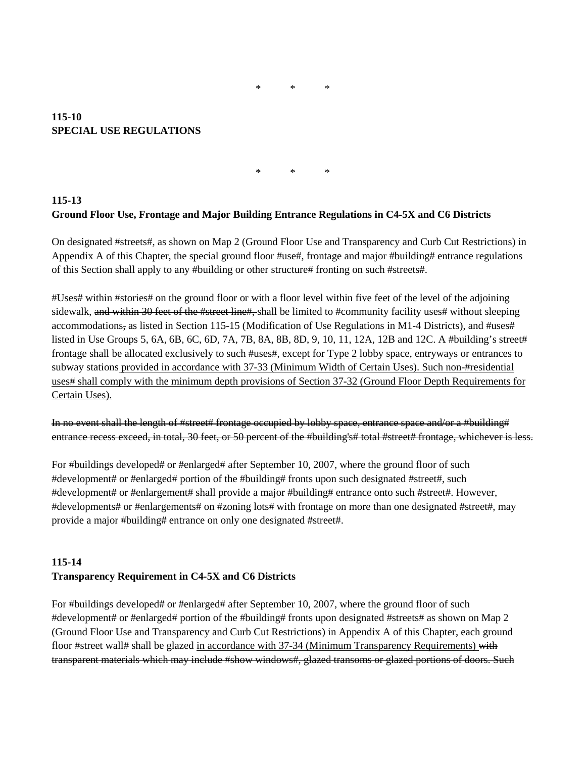\*     \*     \*

**115-10**
**SPECIAL USE REGULATIONS**

\*     \*     \*

**115-13**
**Ground Floor Use, Frontage and Major Building Entrance Regulations in C4-5X and C6 Districts**

On designated #streets#, as shown on Map 2 (Ground Floor Use and Transparency and Curb Cut Restrictions) in Appendix A of this Chapter, the special ground floor #use#, frontage and major #building# entrance regulations of this Section shall apply to any #building or other structure# fronting on such #streets#.

#Uses# within #stories# on the ground floor or with a floor level within five feet of the level of the adjoining sidewalk, ~~and within 30 feet of the #street line#,~~ shall be limited to #community facility uses# without sleeping accommodations~~,~~ as listed in Section 115-15 (Modification of Use Regulations in M1-4 Districts), and #uses# listed in Use Groups 5, 6A, 6B, 6C, 6D, 7A, 7B, 8A, 8B, 8D, 9, 10, 11, 12A, 12B and 12C. A #building's street# frontage shall be allocated exclusively to such #uses#, except for <u>Type 2</u> lobby space, entryways or entrances to subway stations <u>provided in accordance with 37-33 (Minimum Width of Certain Uses). Such non-#residential uses# shall comply with the minimum depth provisions of Section 37-32 (Ground Floor Depth Requirements for Certain Uses).</u>

~~In no event shall the length of #street# frontage occupied by lobby space, entrance space and/or a #building# entrance recess exceed, in total, 30 feet, or 50 percent of the #building's# total #street# frontage, whichever is less.~~

For #buildings developed# or #enlarged# after September 10, 2007, where the ground floor of such #development# or #enlarged# portion of the #building# fronts upon such designated #street#, such #development# or #enlargement# shall provide a major #building# entrance onto such #street#. However, #developments# or #enlargements# on #zoning lots# with frontage on more than one designated #street#, may provide a major #building# entrance on only one designated #street#.

**115-14**
**Transparency Requirement in C4-5X and C6 Districts**

For #buildings developed# or #enlarged# after September 10, 2007, where the ground floor of such #development# or #enlarged# portion of the #building# fronts upon designated #streets# as shown on Map 2 (Ground Floor Use and Transparency and Curb Cut Restrictions) in Appendix A of this Chapter, each ground floor #street wall# shall be glazed <u>in accordance with 37-34 (Minimum Transparency Requirements)</u> ~~with transparent materials which may include #show windows#, glazed transoms or glazed portions of doors. Such~~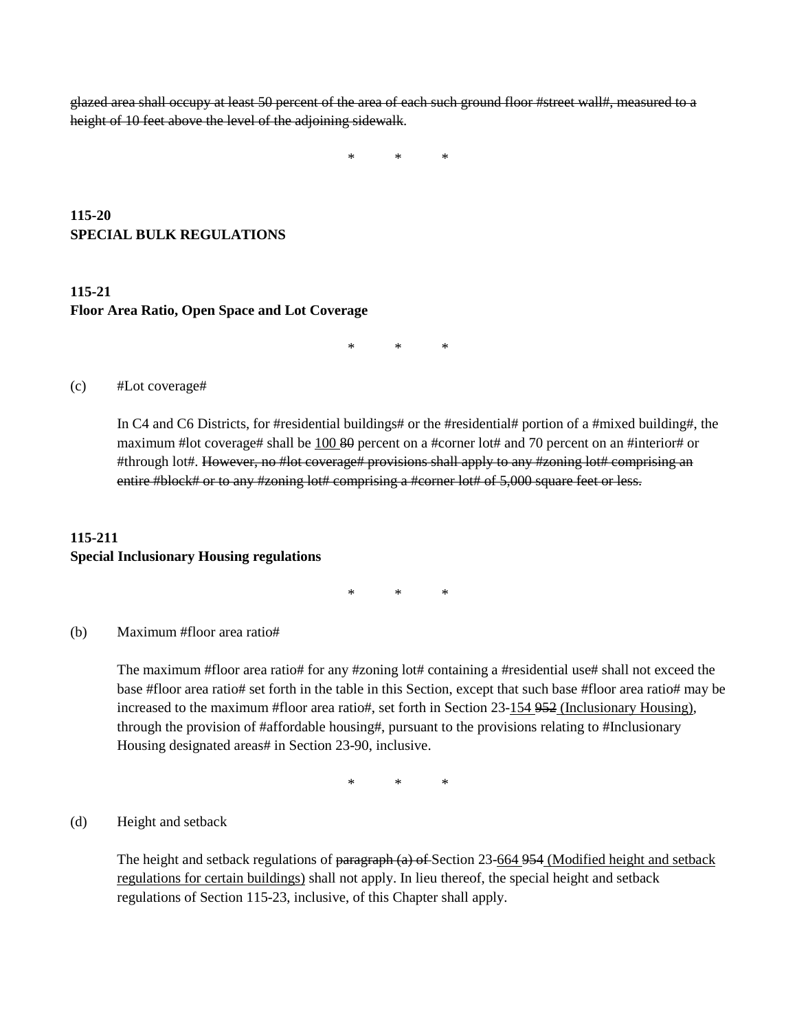~~glazed area shall occupy at least 50 percent of the area of each such ground floor #street wall#, measured to a height of 10 feet above the level of the adjoining sidewalk~~.

\*          \*          \*

**115-20**
**SPECIAL BULK REGULATIONS**

**115-21**
**Floor Area Ratio, Open Space and Lot Coverage**

\*          \*          \*

(c) #Lot coverage#

In C4 and C6 Districts, for #residential buildings# or the #residential# portion of a #mixed building#, the maximum #lot coverage# shall be <u>100</u> ~~80~~ percent on a #corner lot# and 70 percent on an #interior# or #through lot#. ~~However, no #lot coverage# provisions shall apply to any #zoning lot# comprising an entire #block# or to any #zoning lot# comprising a #corner lot# of 5,000 square feet or less.~~

**115-211**
**Special Inclusionary Housing regulations**

\*          \*          \*

(b) Maximum #floor area ratio#

The maximum #floor area ratio# for any #zoning lot# containing a #residential use# shall not exceed the base #floor area ratio# set forth in the table in this Section, except that such base #floor area ratio# may be increased to the maximum #floor area ratio#, set forth in Section 23-<u>154</u> ~~952~~ <u>(Inclusionary Housing)</u>, through the provision of #affordable housing#, pursuant to the provisions relating to #Inclusionary Housing designated areas# in Section 23-90, inclusive.

\*          \*          \*

(d) Height and setback

The height and setback regulations of ~~paragraph (a) of~~ Section 23-<u>664</u> ~~954~~ <u>(Modified height and setback regulations for certain buildings)</u> shall not apply. In lieu thereof, the special height and setback regulations of Section 115-23, inclusive, of this Chapter shall apply.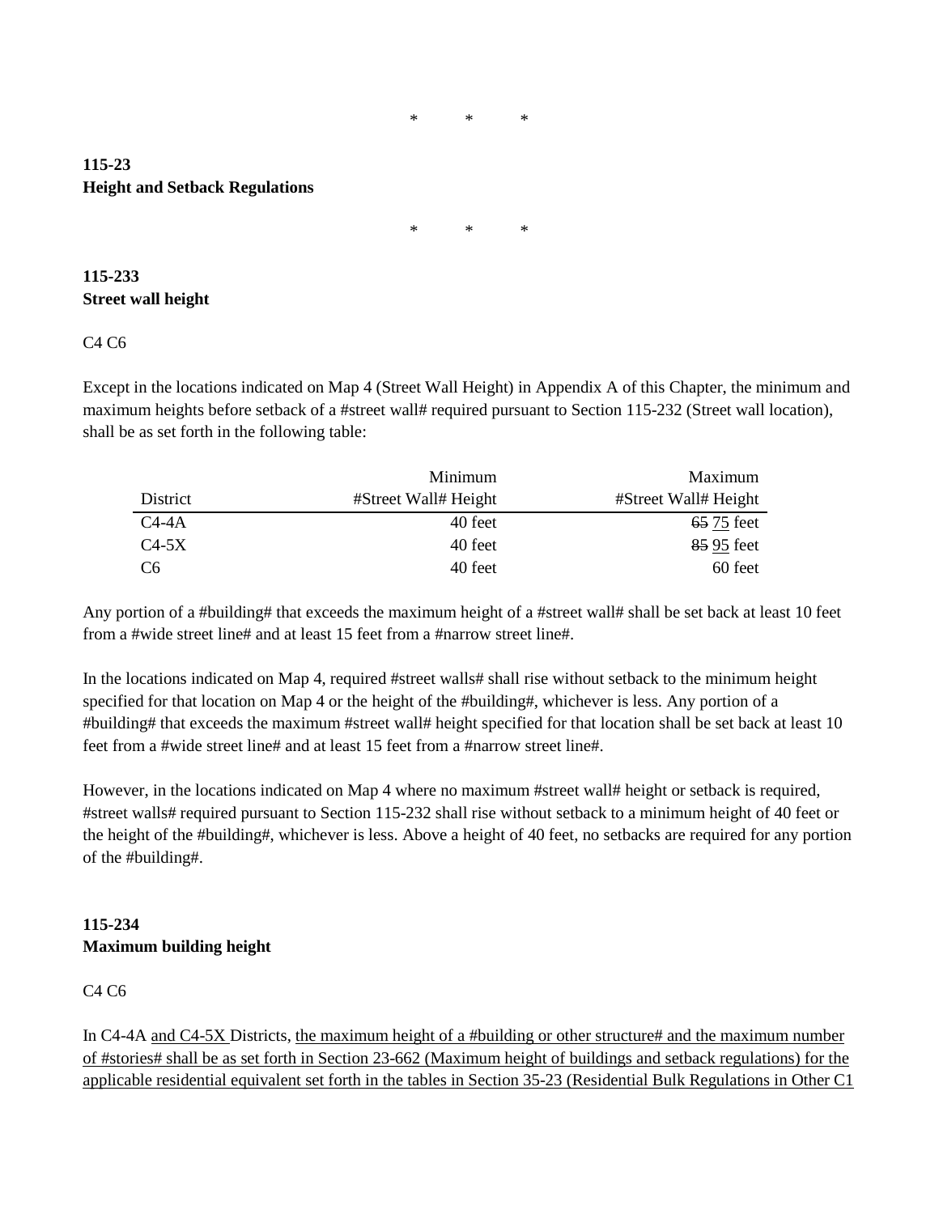\*        \*        \*

**115-23**
**Height and Setback Regulations**

\*        \*        \*

**115-233**
**Street wall height**

C4 C6

Except in the locations indicated on Map 4 (Street Wall Height) in Appendix A of this Chapter, the minimum and maximum heights before setback of a #street wall# required pursuant to Section 115-232 (Street wall location), shall be as set forth in the following table:

| District | Minimum #Street Wall# Height | Maximum #Street Wall# Height |
|---|---|---|
| C4-4A | 40 feet | ~~65~~ <u>75</u> feet |
| C4-5X | 40 feet | ~~85~~ <u>95</u> feet |
| C6 | 40 feet | 60 feet |

Any portion of a #building# that exceeds the maximum height of a #street wall# shall be set back at least 10 feet from a #wide street line# and at least 15 feet from a #narrow street line#.

In the locations indicated on Map 4, required #street walls# shall rise without setback to the minimum height specified for that location on Map 4 or the height of the #building#, whichever is less. Any portion of a #building# that exceeds the maximum #street wall# height specified for that location shall be set back at least 10 feet from a #wide street line# and at least 15 feet from a #narrow street line#.

However, in the locations indicated on Map 4 where no maximum #street wall# height or setback is required, #street walls# required pursuant to Section 115-232 shall rise without setback to a minimum height of 40 feet or the height of the #building#, whichever is less. Above a height of 40 feet, no setbacks are required for any portion of the #building#.

**115-234**
**Maximum building height**

C4 C6

In C4-4A <u>and C4-5X</u> Districts, <u>the maximum height of a #building or other structure# and the maximum number of #stories# shall be as set forth in Section 23-662 (Maximum height of buildings and setback regulations) for the applicable residential equivalent set forth in the tables in Section 35-23 (Residential Bulk Regulations in Other C1</u>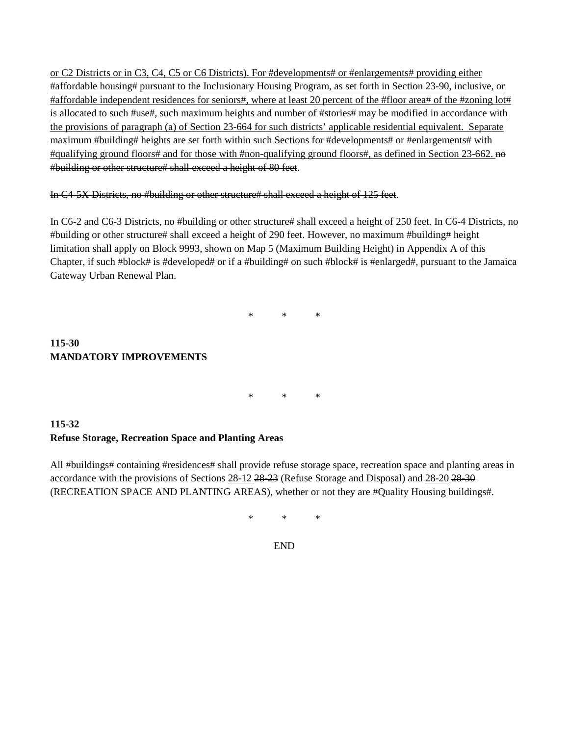or C2 Districts or in C3, C4, C5 or C6 Districts). For #developments# or #enlargements# providing either #affordable housing# pursuant to the Inclusionary Housing Program, as set forth in Section 23-90, inclusive, or #affordable independent residences for seniors#, where at least 20 percent of the #floor area# of the #zoning lot# is allocated to such #use#, such maximum heights and number of #stories# may be modified in accordance with the provisions of paragraph (a) of Section 23-664 for such districts' applicable residential equivalent. Separate maximum #building# heights are set forth within such Sections for #developments# or #enlargements# with #qualifying ground floors# and for those with #non-qualifying ground floors#, as defined in Section 23-662. ~~no #building or other structure# shall exceed a height of 80 feet~~.

~~In C4-5X Districts, no #building or other structure# shall exceed a height of 125 feet~~.

In C6-2 and C6-3 Districts, no #building or other structure# shall exceed a height of 250 feet. In C6-4 Districts, no #building or other structure# shall exceed a height of 290 feet. However, no maximum #building# height limitation shall apply on Block 9993, shown on Map 5 (Maximum Building Height) in Appendix A of this Chapter, if such #block# is #developed# or if a #building# on such #block# is #enlarged#, pursuant to the Jamaica Gateway Urban Renewal Plan.

\* \* \*

**115-30**
**MANDATORY IMPROVEMENTS**

\* \* \*

**115-32**
**Refuse Storage, Recreation Space and Planting Areas**

All #buildings# containing #residences# shall provide refuse storage space, recreation space and planting areas in accordance with the provisions of Sections 28-12 ~~28-23~~ (Refuse Storage and Disposal) and 28-20 ~~28-30~~ (RECREATION SPACE AND PLANTING AREAS), whether or not they are #Quality Housing buildings#.

\* \* \*

END